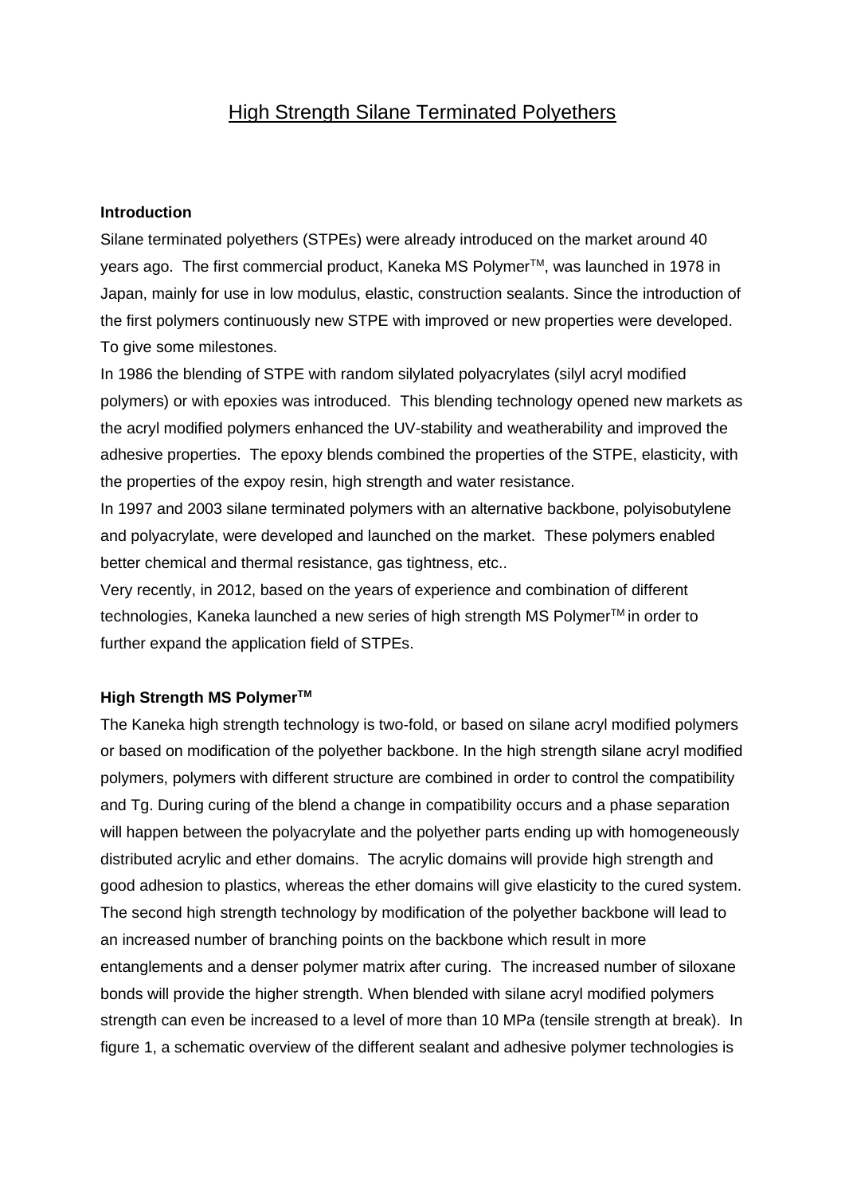# High Strength Silane Terminated Polyethers

**Introduction**

Silane terminated polyethers (STPEs) were already introduced on the market around 40 years ago. The first commercial product, Kaneka MS Polymer$^{TM}$, was launched in 1978 in Japan, mainly for use in low modulus, elastic, construction sealants. Since the introduction of the first polymers continuously new STPE with improved or new properties were developed. To give some milestones.

In 1986 the blending of STPE with random silylated polyacrylates (silyl acryl modified polymers) or with epoxies was introduced. This blending technology opened new markets as the acryl modified polymers enhanced the UV-stability and weatherability and improved the adhesive properties. The epoxy blends combined the properties of the STPE, elasticity, with the properties of the expoy resin, high strength and water resistance.

In 1997 and 2003 silane terminated polymers with an alternative backbone, polyisobutylene and polyacrylate, were developed and launched on the market. These polymers enabled better chemical and thermal resistance, gas tightness, etc..

Very recently, in 2012, based on the years of experience and combination of different technologies, Kaneka launched a new series of high strength MS Polymer$^{TM}$ in order to further expand the application field of STPEs.

**High Strength MS Polymer$^{TM}$**

The Kaneka high strength technology is two-fold, or based on silane acryl modified polymers or based on modification of the polyether backbone. In the high strength silane acryl modified polymers, polymers with different structure are combined in order to control the compatibility and Tg. During curing of the blend a change in compatibility occurs and a phase separation will happen between the polyacrylate and the polyether parts ending up with homogeneously distributed acrylic and ether domains. The acrylic domains will provide high strength and good adhesion to plastics, whereas the ether domains will give elasticity to the cured system. The second high strength technology by modification of the polyether backbone will lead to an increased number of branching points on the backbone which result in more entanglements and a denser polymer matrix after curing. The increased number of siloxane bonds will provide the higher strength. When blended with silane acryl modified polymers strength can even be increased to a level of more than 10 MPa (tensile strength at break). In figure 1, a schematic overview of the different sealant and adhesive polymer technologies is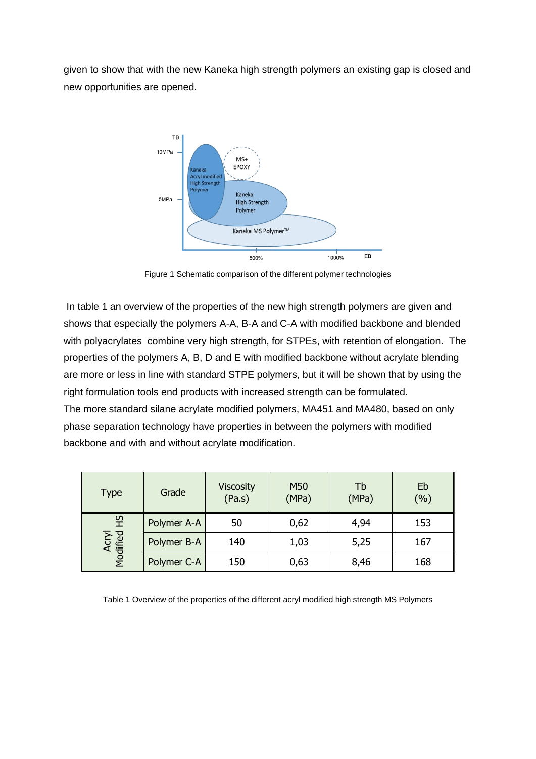given to show that with the new Kaneka high strength polymers an existing gap is closed and new opportunities are opened.

Figure 1 Schematic comparison of the different polymer technologies

In table 1 an overview of the properties of the new high strength polymers are given and shows that especially the polymers A-A, B-A and C-A with modified backbone and blended with polyacrylates combine very high strength, for STPEs, with retention of elongation. The properties of the polymers A, B, D and E with modified backbone without acrylate blending are more or less in line with standard STPE polymers, but it will be shown that by using the right formulation tools end products with increased strength can be formulated.
The more standard silane acrylate modified polymers, MA451 and MA480, based on only phase separation technology have properties in between the polymers with modified backbone and with and without acrylate modification.

| Type | Grade | Viscosity (Pa.s) | M50 (MPa) | Tb (MPa) | Eb (%) |
|---|---|---|---|---|---|
| Acryl Modified HS | Polymer A-A | 50 | 0,62 | 4,94 | 153 |
| | Polymer B-A | 140 | 1,03 | 5,25 | 167 |
| | Polymer C-A | 150 | 0,63 | 8,46 | 168 |

Table 1 Overview of the properties of the different acryl modified high strength MS Polymers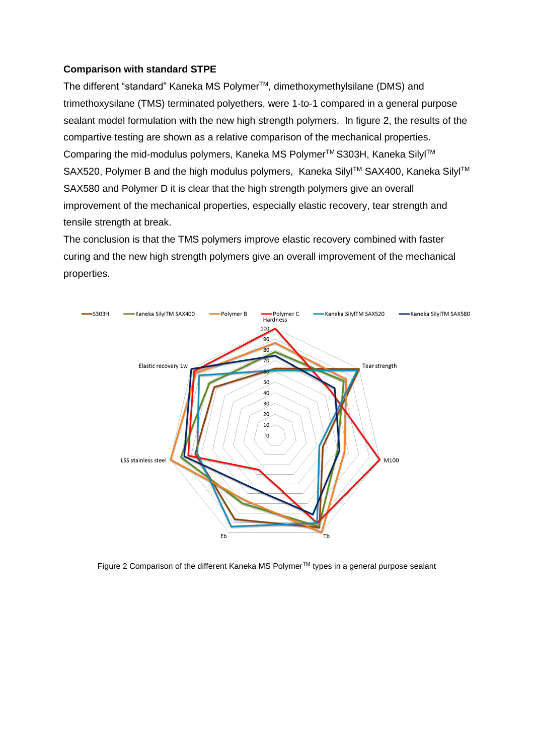**Comparison with standard STPE**

The different "standard" Kaneka MS Polymer™, dimethoxymethylsilane (DMS) and trimethoxysilane (TMS) terminated polyethers, were 1-to-1 compared in a general purpose sealant model formulation with the new high strength polymers. In figure 2, the results of the compartive testing are shown as a relative comparison of the mechanical properties. Comparing the mid-modulus polymers, Kaneka MS Polymer™ S303H, Kaneka Silyl™ SAX520, Polymer B and the high modulus polymers, Kaneka Silyl™ SAX400, Kaneka Silyl™ SAX580 and Polymer D it is clear that the high strength polymers give an overall improvement of the mechanical properties, especially elastic recovery, tear strength and tensile strength at break.

The conclusion is that the TMS polymers improve elastic recovery combined with faster curing and the new high strength polymers give an overall improvement of the mechanical properties.

Figure 2 Comparison of the different Kaneka MS Polymer™ types in a general purpose sealant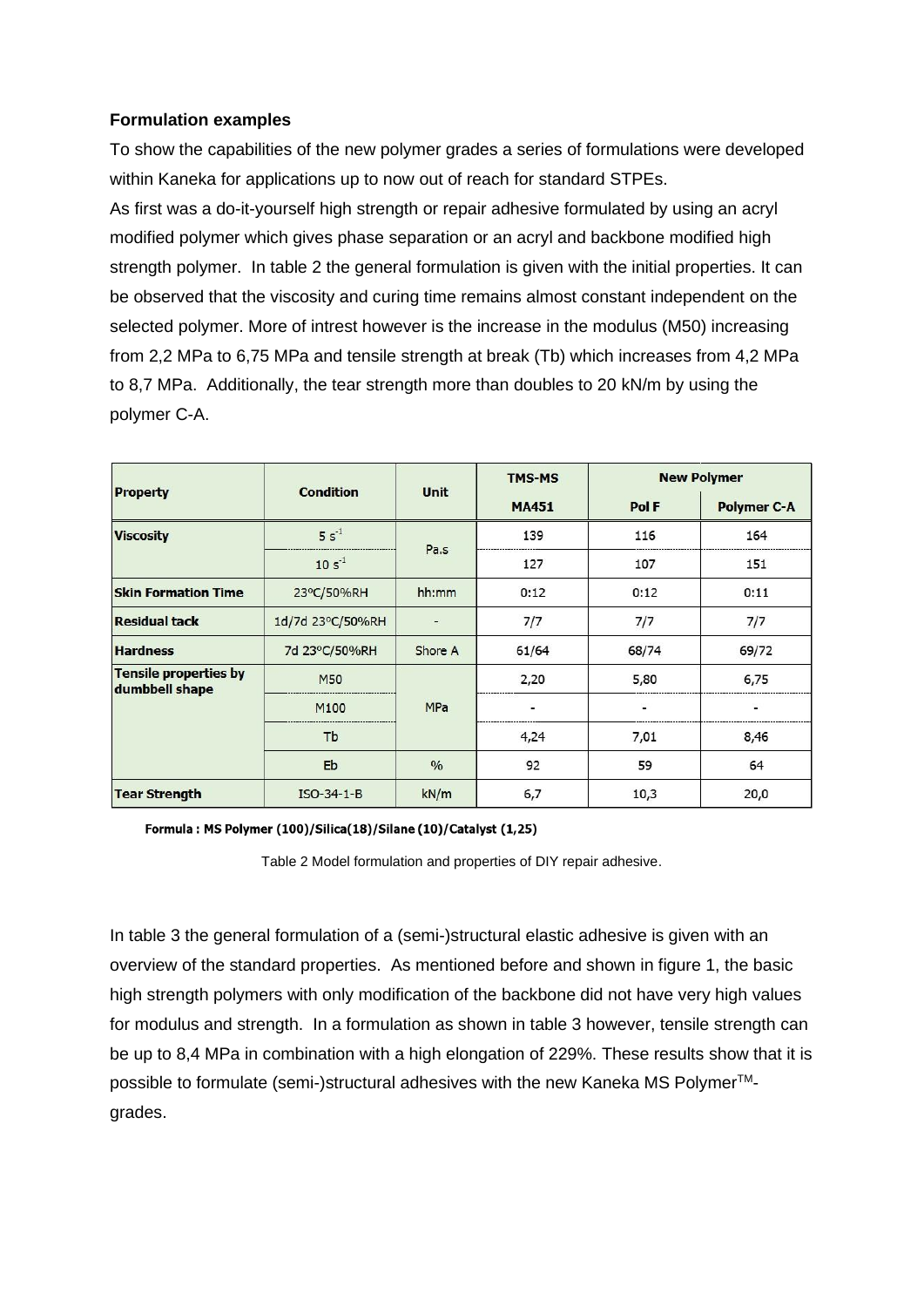**Formulation examples**

To show the capabilities of the new polymer grades a series of formulations were developed within Kaneka for applications up to now out of reach for standard STPEs.

As first was a do-it-yourself high strength or repair adhesive formulated by using an acryl modified polymer which gives phase separation or an acryl and backbone modified high strength polymer. In table 2 the general formulation is given with the initial properties. It can be observed that the viscosity and curing time remains almost constant independent on the selected polymer. More of intrest however is the increase in the modulus (M50) increasing from 2,2 MPa to 6,75 MPa and tensile strength at break (Tb) which increases from 4,2 MPa to 8,7 MPa. Additionally, the tear strength more than doubles to 20 kN/m by using the polymer C-A.

| Property | Condition | Unit | TMS-MS | New Polymer | |
|---|---|---|---|---|---|
| | | | MA451 | Pol F | Polymer C-A |
| Viscosity | 5 $s^{-1}$ | Pa.s | 139 | 116 | 164 |
| | 10 $s^{-1}$ | | 127 | 107 | 151 |
| Skin Formation Time | 23°C/50%RH | hh:mm | 0:12 | 0:12 | 0:11 |
| Residual tack | 1d/7d 23°C/50%RH | - | 7/7 | 7/7 | 7/7 |
| Hardness | 7d 23°C/50%RH | Shore A | 61/64 | 68/74 | 69/72 |
| Tensile properties by dumbbell shape | M50 | MPa | 2,20 | 5,80 | 6,75 |
| | M100 | | - | - | - |
| | Tb | | 4,24 | 7,01 | 8,46 |
| | Eb | % | 92 | 59 | 64 |
| Tear Strength | ISO-34-1-B | kN/m | 6,7 | 10,3 | 20,0 |

**Formula : MS Polymer (100)/Silica(18)/Silane (10)/Catalyst (1,25)**

Table 2 Model formulation and properties of DIY repair adhesive.

In table 3 the general formulation of a (semi-)structural elastic adhesive is given with an overview of the standard properties. As mentioned before and shown in figure 1, the basic high strength polymers with only modification of the backbone did not have very high values for modulus and strength. In a formulation as shown in table 3 however, tensile strength can be up to 8,4 MPa in combination with a high elongation of 229%. These results show that it is possible to formulate (semi-)structural adhesives with the new Kaneka MS Polymer™-grades.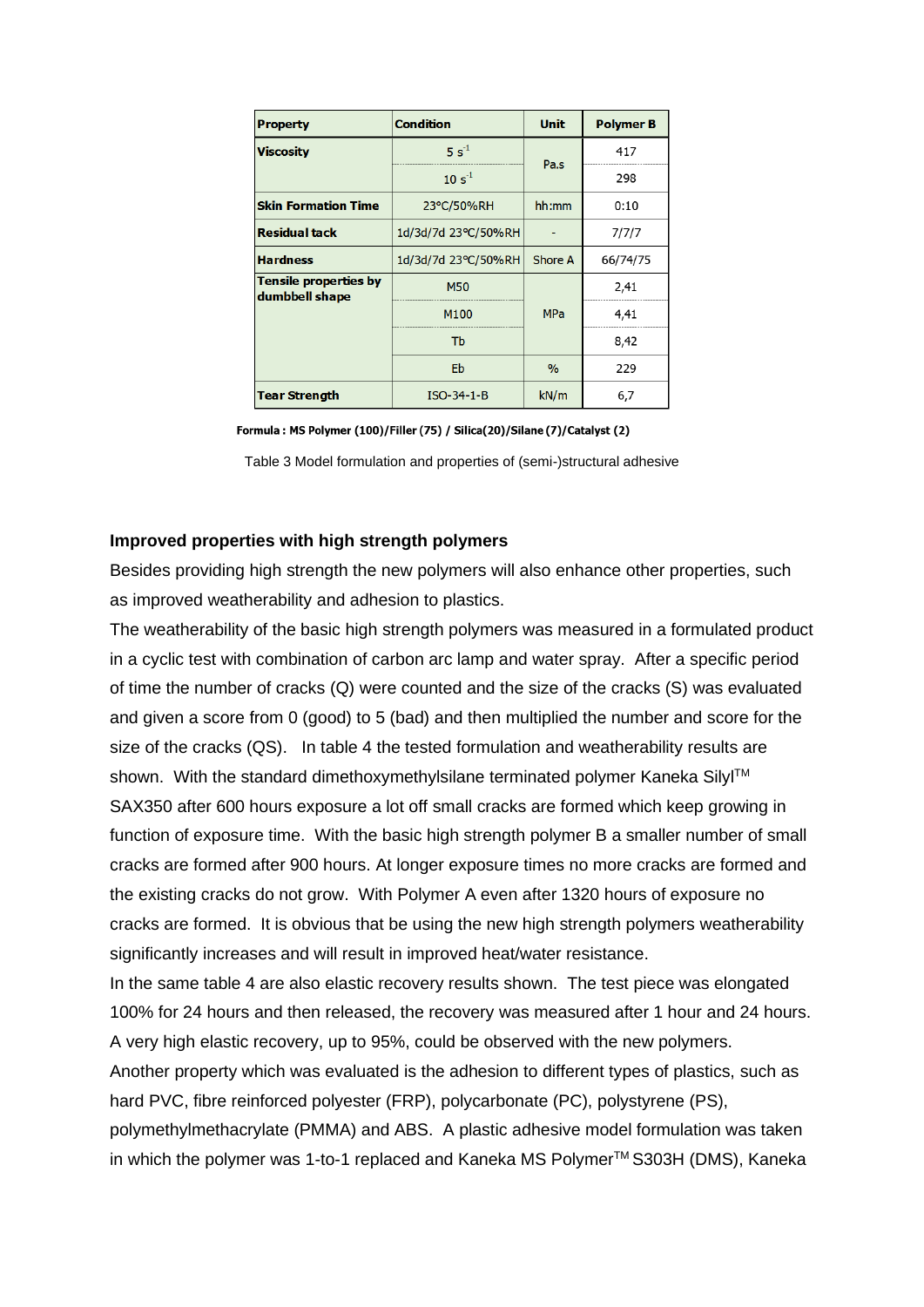| Property | Condition | Unit | Polymer B |
| --- | --- | --- | --- |
| Viscosity | 5 $s^{-1}$ | Pa.s | 417 |
| | 10 $s^{-1}$ | | 298 |
| Skin Formation Time | 23°C/50%RH | hh:mm | 0:10 |
| Residual tack | 1d/3d/7d 23°C/50%RH | - | 7/7/7 |
| Hardness | 1d/3d/7d 23°C/50%RH | Shore A | 66/74/75 |
| Tensile properties by dumbbell shape | M50 | MPa | 2,41 |
| | M100 | | 4,41 |
| | Tb | | 8,42 |
| | Eb | % | 229 |
| Tear Strength | ISO-34-1-B | kN/m | 6,7 |

**Formula : MS Polymer (100)/Filler (75) / Silica (20)/Silane (7)/Catalyst (2)**

Table 3 Model formulation and properties of (semi-)structural adhesive

### Improved properties with high strength polymers

Besides providing high strength the new polymers will also enhance other properties, such as improved weatherability and adhesion to plastics.

The weatherability of the basic high strength polymers was measured in a formulated product in a cyclic test with combination of carbon arc lamp and water spray. After a specific period of time the number of cracks (Q) were counted and the size of the cracks (S) was evaluated and given a score from 0 (good) to 5 (bad) and then multiplied the number and score for the size of the cracks (QS). In table 4 the tested formulation and weatherability results are shown. With the standard dimethoxymethylsilane terminated polymer Kaneka Silyl™ SAX350 after 600 hours exposure a lot off small cracks are formed which keep growing in function of exposure time. With the basic high strength polymer B a smaller number of small cracks are formed after 900 hours. At longer exposure times no more cracks are formed and the existing cracks do not grow. With Polymer A even after 1320 hours of exposure no cracks are formed. It is obvious that be using the new high strength polymers weatherability significantly increases and will result in improved heat/water resistance.

In the same table 4 are also elastic recovery results shown. The test piece was elongated 100% for 24 hours and then released, the recovery was measured after 1 hour and 24 hours. A very high elastic recovery, up to 95%, could be observed with the new polymers.

Another property which was evaluated is the adhesion to different types of plastics, such as hard PVC, fibre reinforced polyester (FRP), polycarbonate (PC), polystyrene (PS), polymethylmethacrylate (PMMA) and ABS. A plastic adhesive model formulation was taken in which the polymer was 1-to-1 replaced and Kaneka MS Polymer™ S303H (DMS), Kaneka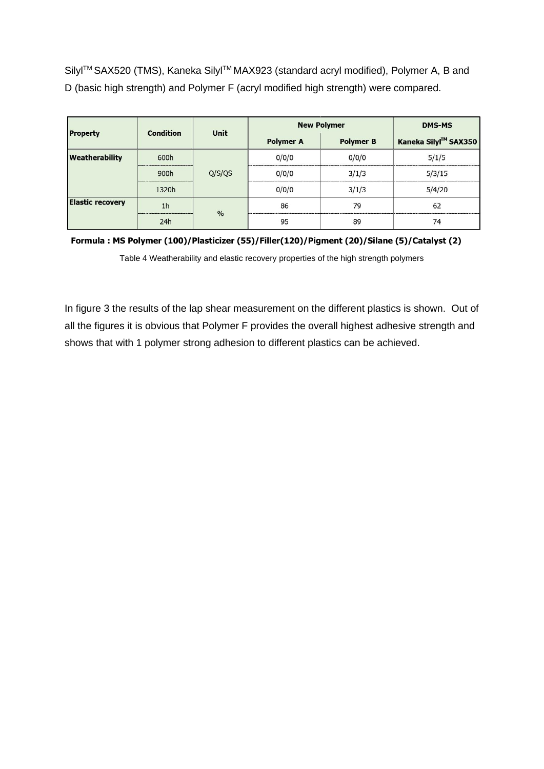Silyl™ SAX520 (TMS), Kaneka Silyl™ MAX923 (standard acryl modified), Polymer A, B and D (basic high strength) and Polymer F (acryl modified high strength) were compared.

| Property | Condition | Unit | New Polymer | | DMS-MS |
|---|---|---|---|---|---|
| | | | Polymer A | Polymer B | Kaneka Silyl™ SAX350 |
| **Weatherability** | 600h | Q/S/QS | 0/0/0 | 0/0/0 | 5/1/5 |
| | 900h | | 0/0/0 | 3/1/3 | 5/3/15 |
| | 1320h | | 0/0/0 | 3/1/3 | 5/4/20 |
| **Elastic recovery** | 1h | % | 86 | 79 | 62 |
| | 24h | | 95 | 89 | 74 |

**Formula : MS Polymer (100)/Plasticizer (55)/Filler(120)/Pigment (20)/Silane (5)/Catalyst (2)**

Table 4 Weatherability and elastic recovery properties of the high strength polymers

In figure 3 the results of the lap shear measurement on the different plastics is shown. Out of all the figures it is obvious that Polymer F provides the overall highest adhesive strength and shows that with 1 polymer strong adhesion to different plastics can be achieved.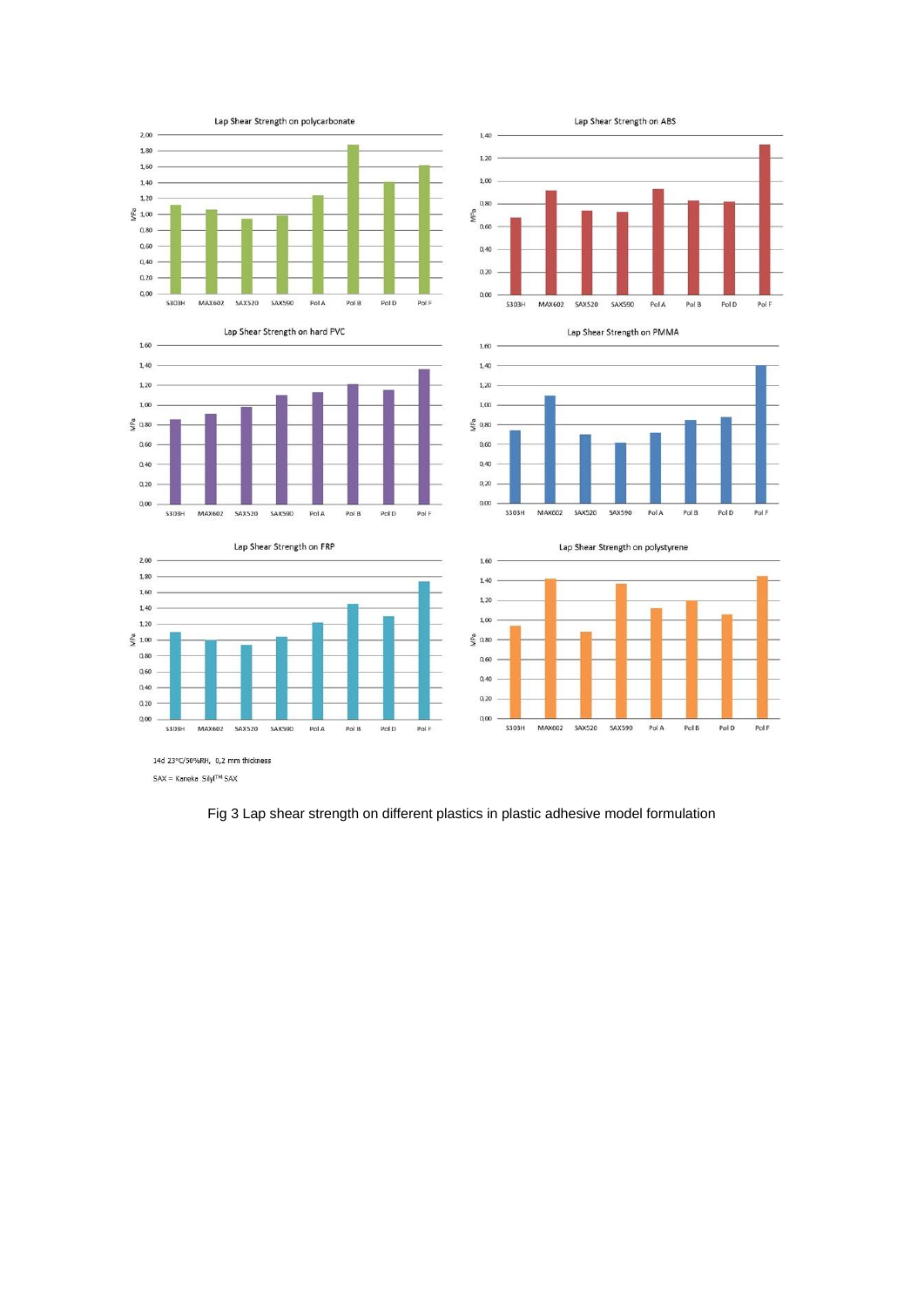14d 23°C/50%RH, 0,2 mm thickness

SAX = Kaneka Silyl™ SAX

Fig 3 Lap shear strength on different plastics in plastic adhesive model formulation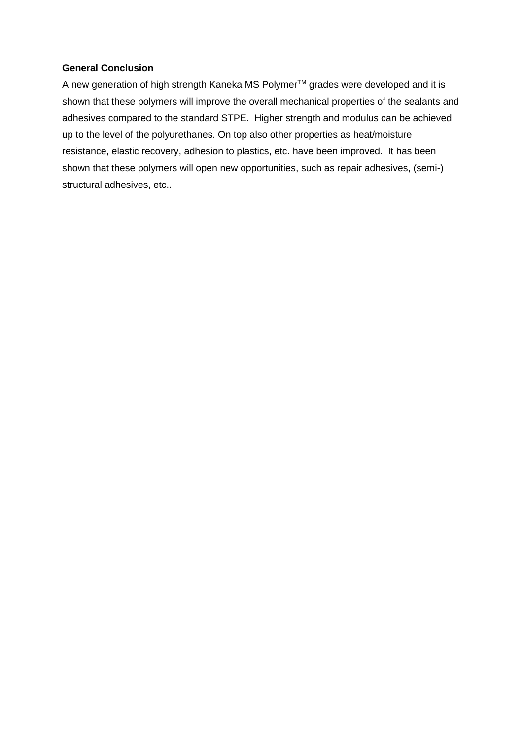**General Conclusion**

A new generation of high strength Kaneka MS Polymer$^{TM}$ grades were developed and it is shown that these polymers will improve the overall mechanical properties of the sealants and adhesives compared to the standard STPE. Higher strength and modulus can be achieved up to the level of the polyurethanes. On top also other properties as heat/moisture resistance, elastic recovery, adhesion to plastics, etc. have been improved. It has been shown that these polymers will open new opportunities, such as repair adhesives, (semi-) structural adhesives, etc..